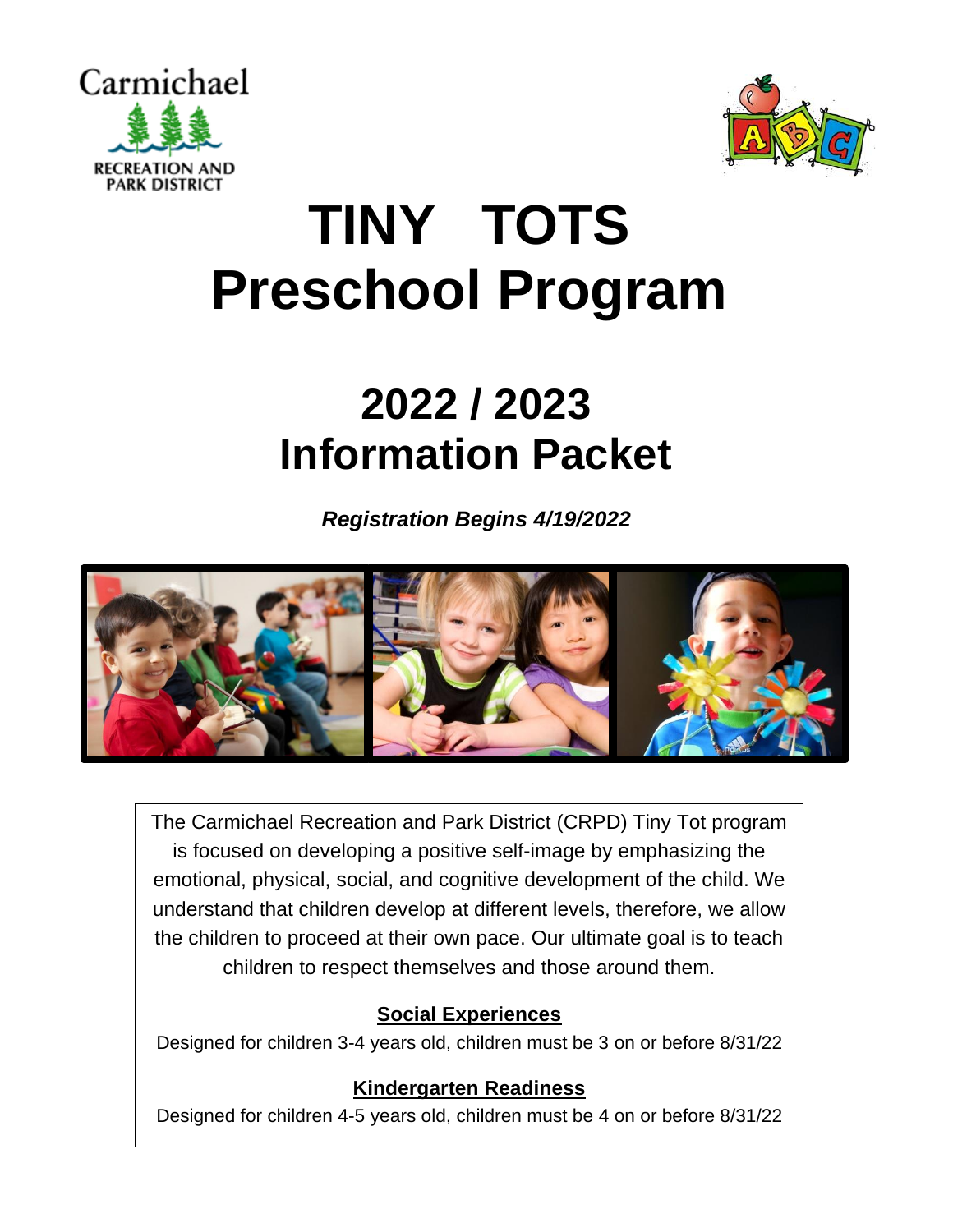Carmichael

RECREATION AND PARK DISTRICT

# TINY TOTS Preschool Program

## 2022 / 2023 Information Packet

***Registration Begins 4/19/2022***

The Carmichael Recreation and Park District (CRPD) Tiny Tot program is focused on developing a positive self-image by emphasizing the emotional, physical, social, and cognitive development of the child. We understand that children develop at different levels, therefore, we allow the children to proceed at their own pace. Our ultimate goal is to teach children to respect themselves and those around them.

### Social Experiences

Designed for children 3-4 years old, children must be 3 on or before 8/31/22

### Kindergarten Readiness

Designed for children 4-5 years old, children must be 4 on or before 8/31/22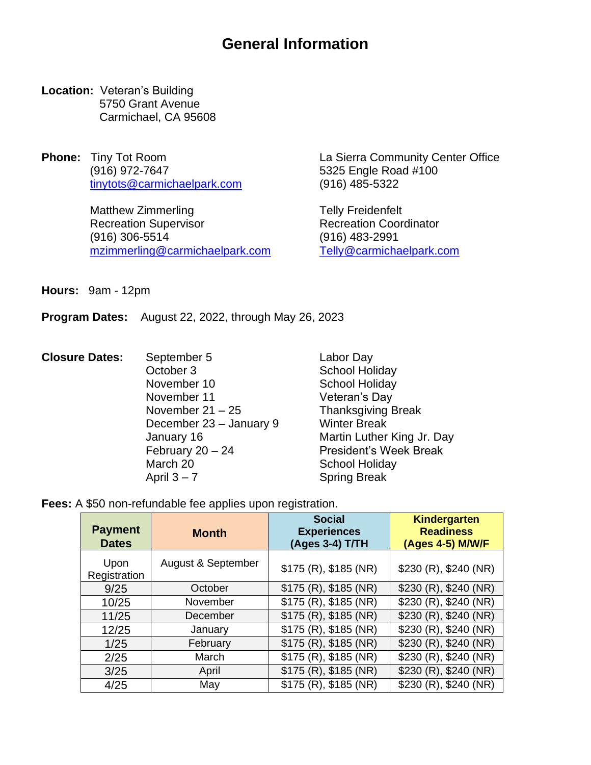# General Information

**Location:** Veteran's Building
5750 Grant Avenue
Carmichael, CA 95608

**Phone:** Tiny Tot Room
(916) 972-7647
tinytots@carmichaelpark.com

La Sierra Community Center Office
5325 Engle Road #100
(916) 485-5322

Matthew Zimmerling
Recreation Supervisor
(916) 306-5514
mzimmerling@carmichaelpark.com

Telly Freidenfelt
Recreation Coordinator
(916) 483-2991
Telly@carmichaelpark.com

**Hours:** 9am - 12pm

**Program Dates:** August 22, 2022, through May 26, 2023

**Closure Dates:**

| | |
|---|---|
| September 5 | Labor Day |
| October 3 | School Holiday |
| November 10 | School Holiday |
| November 11 | Veteran's Day |
| November 21 – 25 | Thanksgiving Break |
| December 23 – January 9 | Winter Break |
| January 16 | Martin Luther King Jr. Day |
| February 20 – 24 | President's Week Break |
| March 20 | School Holiday |
| April 3 – 7 | Spring Break |

**Fees:** A $50 non-refundable fee applies upon registration.

| Payment Dates | Month | Social Experiences (Ages 3-4) T/TH | Kindergarten Readiness (Ages 4-5) M/W/F |
|---|---|---|---|
| Upon Registration | August & September | $175 (R), $185 (NR) | $230 (R), $240 (NR) |
| 9/25 | October | $175 (R), $185 (NR) | $230 (R), $240 (NR) |
| 10/25 | November | $175 (R), $185 (NR) | $230 (R), $240 (NR) |
| 11/25 | December | $175 (R), $185 (NR) | $230 (R), $240 (NR) |
| 12/25 | January | $175 (R), $185 (NR) | $230 (R), $240 (NR) |
| 1/25 | February | $175 (R), $185 (NR) | $230 (R), $240 (NR) |
| 2/25 | March | $175 (R), $185 (NR) | $230 (R), $240 (NR) |
| 3/25 | April | $175 (R), $185 (NR) | $230 (R), $240 (NR) |
| 4/25 | May | $175 (R), $185 (NR) | $230 (R), $240 (NR) |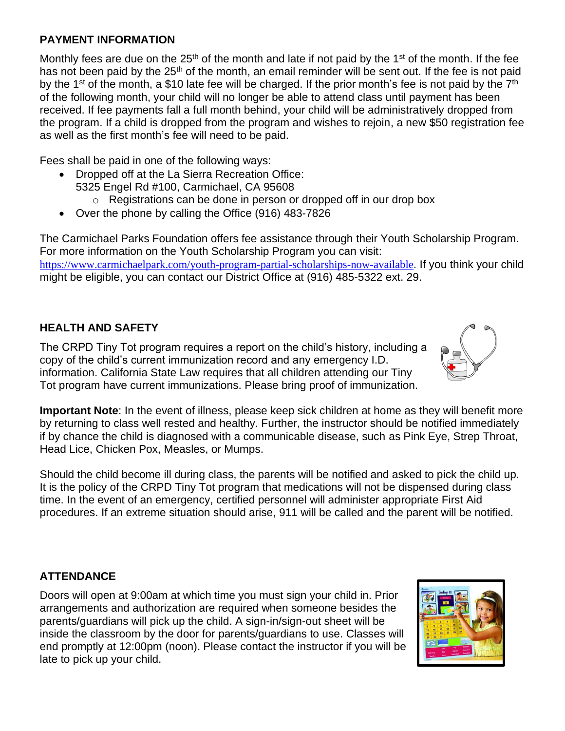## PAYMENT INFORMATION

Monthly fees are due on the 25th of the month and late if not paid by the 1st of the month. If the fee has not been paid by the 25th of the month, an email reminder will be sent out. If the fee is not paid by the 1st of the month, a $10 late fee will be charged. If the prior month's fee is not paid by the 7th of the following month, your child will no longer be able to attend class until payment has been received. If fee payments fall a full month behind, your child will be administratively dropped from the program. If a child is dropped from the program and wishes to rejoin, a new $50 registration fee as well as the first month's fee will need to be paid.

Fees shall be paid in one of the following ways:

- Dropped off at the La Sierra Recreation Office:
  5325 Engel Rd #100, Carmichael, CA 95608
  - Registrations can be done in person or dropped off in our drop box
- Over the phone by calling the Office (916) 483-7826

The Carmichael Parks Foundation offers fee assistance through their Youth Scholarship Program. For more information on the Youth Scholarship Program you can visit: https://www.carmichaelpark.com/youth-program-partial-scholarships-now-available. If you think your child might be eligible, you can contact our District Office at (916) 485-5322 ext. 29.

## HEALTH AND SAFETY

The CRPD Tiny Tot program requires a report on the child's history, including a copy of the child's current immunization record and any emergency I.D. information. California State Law requires that all children attending our Tiny Tot program have current immunizations. Please bring proof of immunization.

**Important Note**: In the event of illness, please keep sick children at home as they will benefit more by returning to class well rested and healthy. Further, the instructor should be notified immediately if by chance the child is diagnosed with a communicable disease, such as Pink Eye, Strep Throat, Head Lice, Chicken Pox, Measles, or Mumps.

Should the child become ill during class, the parents will be notified and asked to pick the child up. It is the policy of the CRPD Tiny Tot program that medications will not be dispensed during class time. In the event of an emergency, certified personnel will administer appropriate First Aid procedures. If an extreme situation should arise, 911 will be called and the parent will be notified.

## ATTENDANCE

Doors will open at 9:00am at which time you must sign your child in. Prior arrangements and authorization are required when someone besides the parents/guardians will pick up the child. A sign-in/sign-out sheet will be inside the classroom by the door for parents/guardians to use. Classes will end promptly at 12:00pm (noon). Please contact the instructor if you will be late to pick up your child.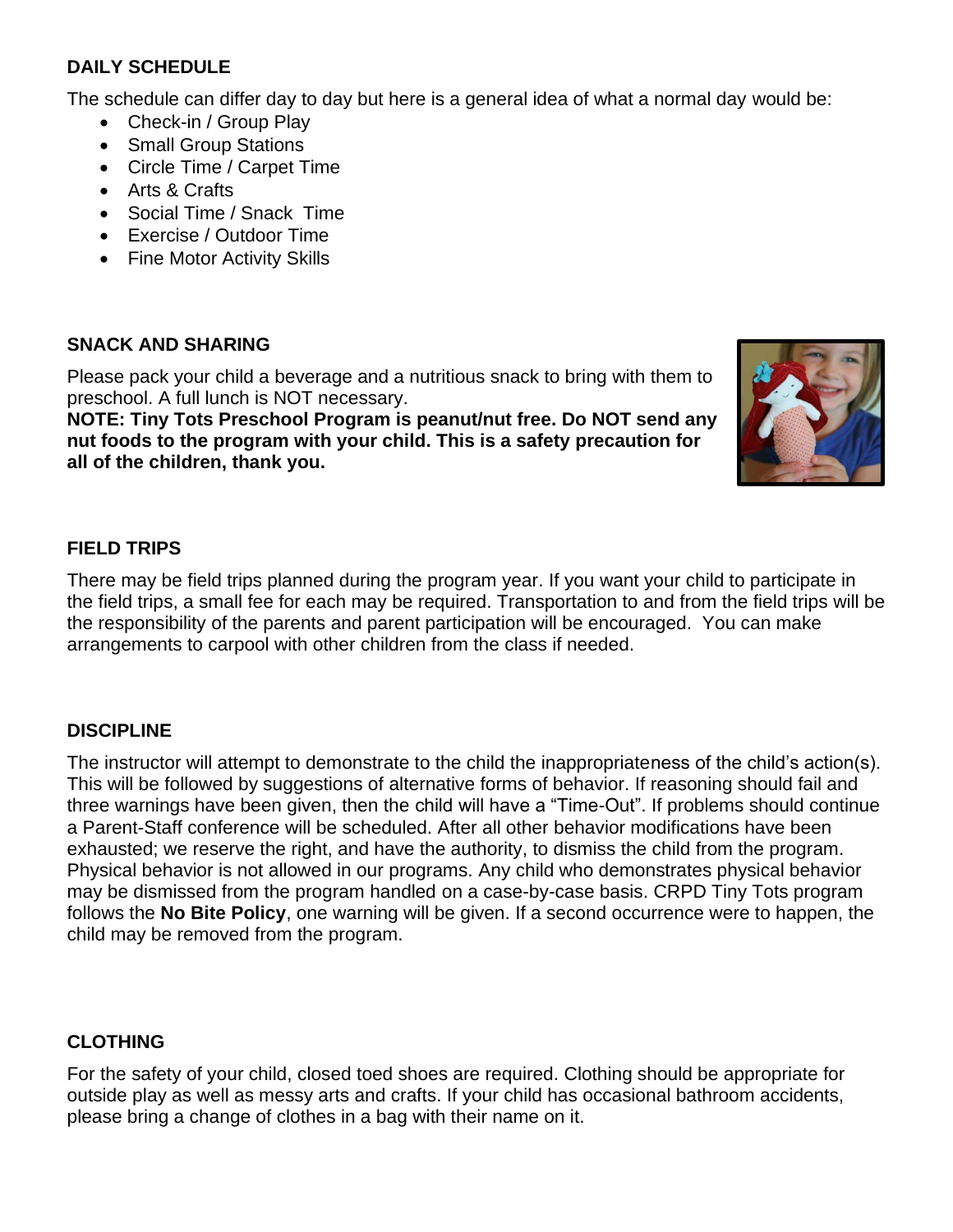## DAILY SCHEDULE

The schedule can differ day to day but here is a general idea of what a normal day would be:

- Check-in / Group Play
- Small Group Stations
- Circle Time / Carpet Time
- Arts & Crafts
- Social Time / Snack Time
- Exercise / Outdoor Time
- Fine Motor Activity Skills

## SNACK AND SHARING

Please pack your child a beverage and a nutritious snack to bring with them to preschool. A full lunch is NOT necessary.
**NOTE: Tiny Tots Preschool Program is peanut/nut free. Do NOT send any nut foods to the program with your child. This is a safety precaution for all of the children, thank you.**

## FIELD TRIPS

There may be field trips planned during the program year. If you want your child to participate in the field trips, a small fee for each may be required. Transportation to and from the field trips will be the responsibility of the parents and parent participation will be encouraged. You can make arrangements to carpool with other children from the class if needed.

## DISCIPLINE

The instructor will attempt to demonstrate to the child the inappropriateness of the child's action(s). This will be followed by suggestions of alternative forms of behavior. If reasoning should fail and three warnings have been given, then the child will have a "Time-Out". If problems should continue a Parent-Staff conference will be scheduled. After all other behavior modifications have been exhausted; we reserve the right, and have the authority, to dismiss the child from the program. Physical behavior is not allowed in our programs. Any child who demonstrates physical behavior may be dismissed from the program handled on a case-by-case basis. CRPD Tiny Tots program follows the **No Bite Policy**, one warning will be given. If a second occurrence were to happen, the child may be removed from the program.

## CLOTHING

For the safety of your child, closed toed shoes are required. Clothing should be appropriate for outside play as well as messy arts and crafts. If your child has occasional bathroom accidents, please bring a change of clothes in a bag with their name on it.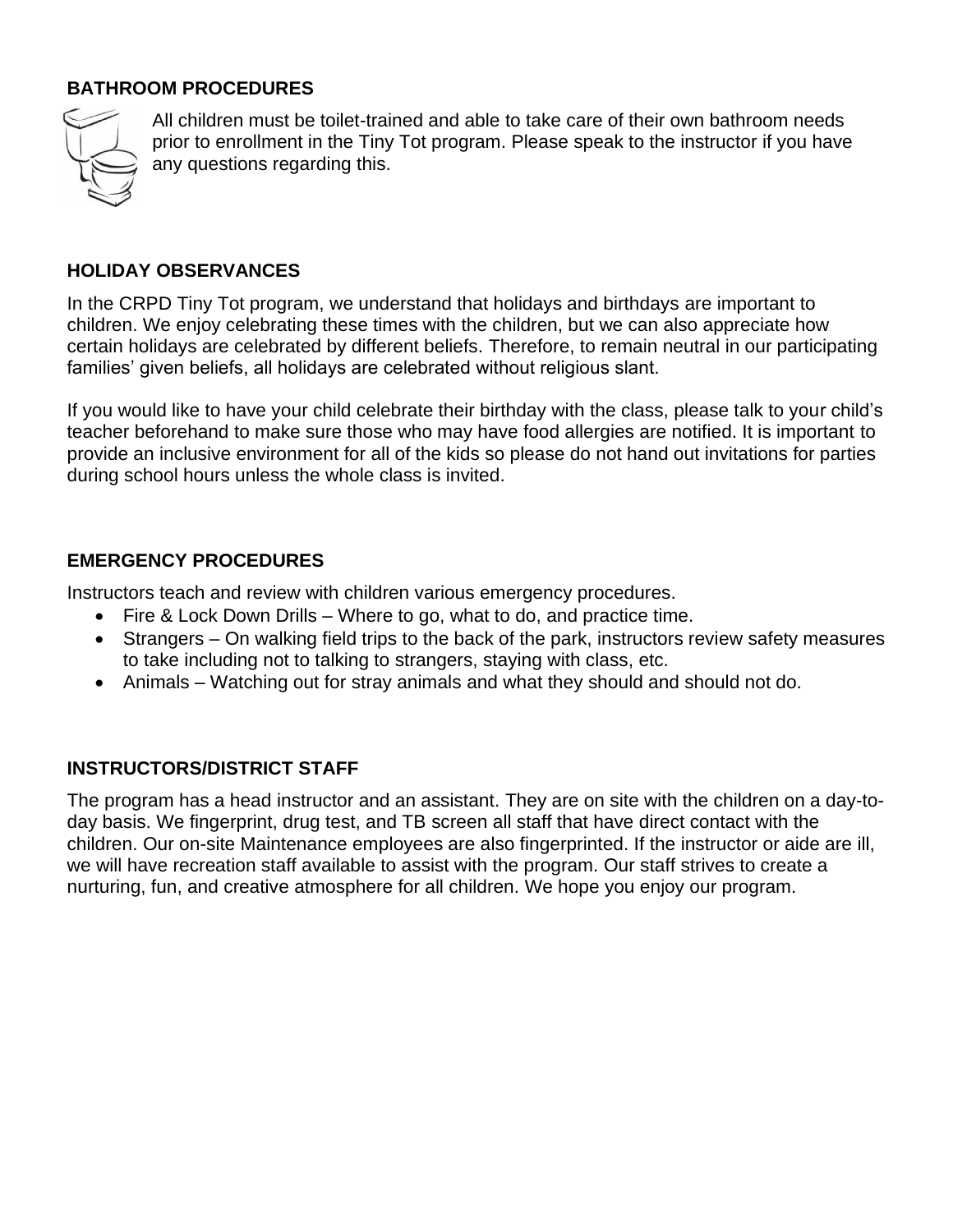## BATHROOM PROCEDURES

All children must be toilet-trained and able to take care of their own bathroom needs prior to enrollment in the Tiny Tot program. Please speak to the instructor if you have any questions regarding this.

## HOLIDAY OBSERVANCES

In the CRPD Tiny Tot program, we understand that holidays and birthdays are important to children. We enjoy celebrating these times with the children, but we can also appreciate how certain holidays are celebrated by different beliefs. Therefore, to remain neutral in our participating families' given beliefs, all holidays are celebrated without religious slant.

If you would like to have your child celebrate their birthday with the class, please talk to your child's teacher beforehand to make sure those who may have food allergies are notified. It is important to provide an inclusive environment for all of the kids so please do not hand out invitations for parties during school hours unless the whole class is invited.

## EMERGENCY PROCEDURES

Instructors teach and review with children various emergency procedures.

- Fire & Lock Down Drills – Where to go, what to do, and practice time.
- Strangers – On walking field trips to the back of the park, instructors review safety measures to take including not to talking to strangers, staying with class, etc.
- Animals – Watching out for stray animals and what they should and should not do.

## INSTRUCTORS/DISTRICT STAFF

The program has a head instructor and an assistant. They are on site with the children on a day-to-day basis. We fingerprint, drug test, and TB screen all staff that have direct contact with the children. Our on-site Maintenance employees are also fingerprinted. If the instructor or aide are ill, we will have recreation staff available to assist with the program. Our staff strives to create a nurturing, fun, and creative atmosphere for all children. We hope you enjoy our program.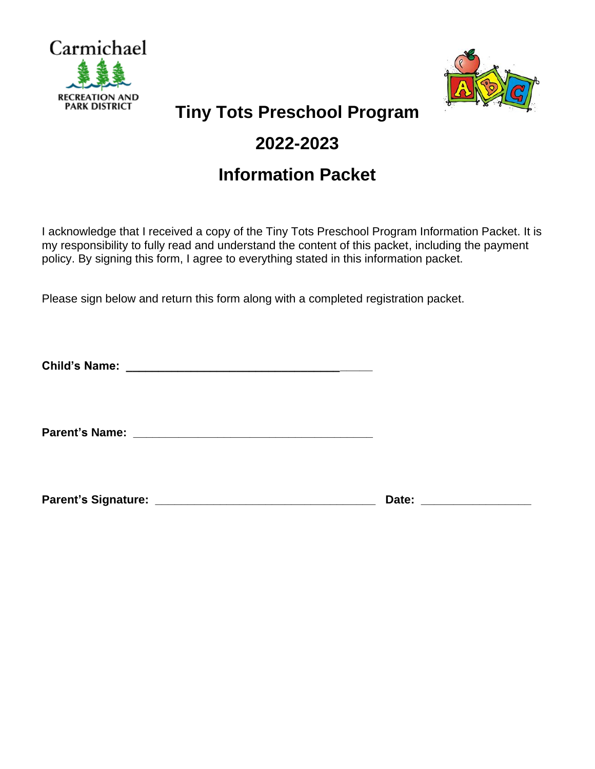Carmichael

RECREATION AND PARK DISTRICT

# Tiny Tots Preschool Program

# 2022-2023

# Information Packet

I acknowledge that I received a copy of the Tiny Tots Preschool Program Information Packet. It is my responsibility to fully read and understand the content of this packet, including the payment policy. By signing this form, I agree to everything stated in this information packet.

Please sign below and return this form along with a completed registration packet.

**Child's Name:** ________________________________________

**Parent's Name:** ________________________________________

**Parent's Signature:** ________________________________________ **Date:** __________________